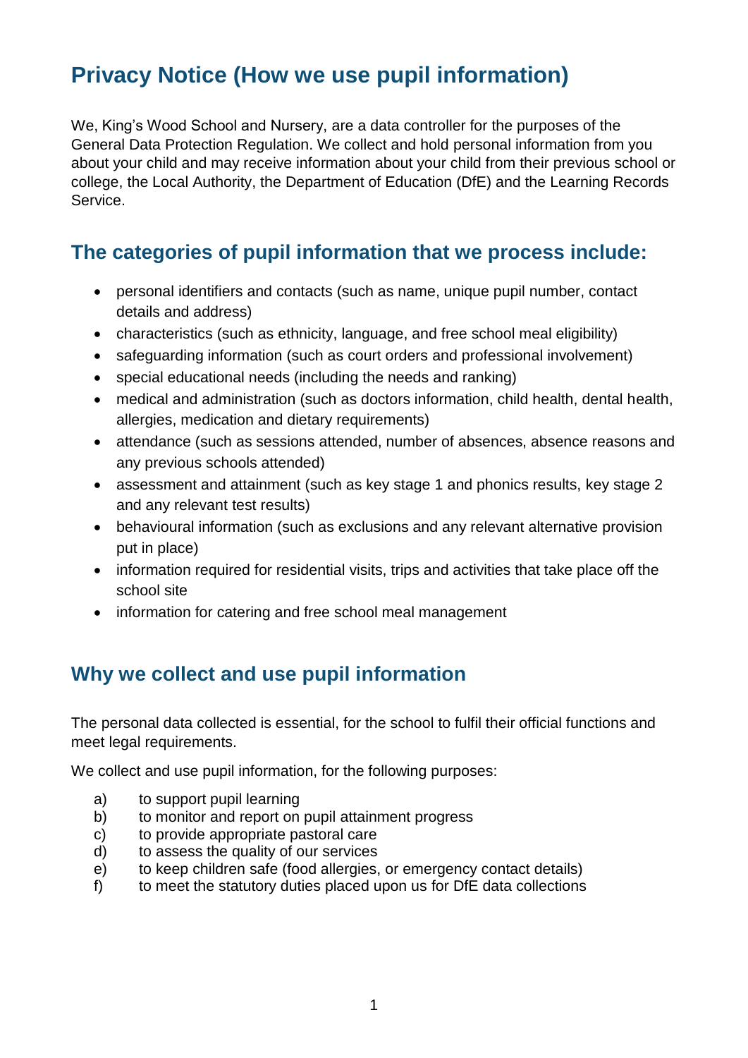# Privacy Notice (How we use pupil information)

We, King's Wood School and Nursery, are a data controller for the purposes of the General Data Protection Regulation. We collect and hold personal information from you about your child and may receive information about your child from their previous school or college, the Local Authority, the Department of Education (DfE) and the Learning Records Service.

## The categories of pupil information that we process include:

- personal identifiers and contacts (such as name, unique pupil number, contact details and address)
- characteristics (such as ethnicity, language, and free school meal eligibility)
- safeguarding information (such as court orders and professional involvement)
- special educational needs (including the needs and ranking)
- medical and administration (such as doctors information, child health, dental health, allergies, medication and dietary requirements)
- attendance (such as sessions attended, number of absences, absence reasons and any previous schools attended)
- assessment and attainment (such as key stage 1 and phonics results, key stage 2 and any relevant test results)
- behavioural information (such as exclusions and any relevant alternative provision put in place)
- information required for residential visits, trips and activities that take place off the school site
- information for catering and free school meal management

## Why we collect and use pupil information

The personal data collected is essential, for the school to fulfil their official functions and meet legal requirements.

We collect and use pupil information, for the following purposes:

a) to support pupil learning
b) to monitor and report on pupil attainment progress
c) to provide appropriate pastoral care
d) to assess the quality of our services
e) to keep children safe (food allergies, or emergency contact details)
f) to meet the statutory duties placed upon us for DfE data collections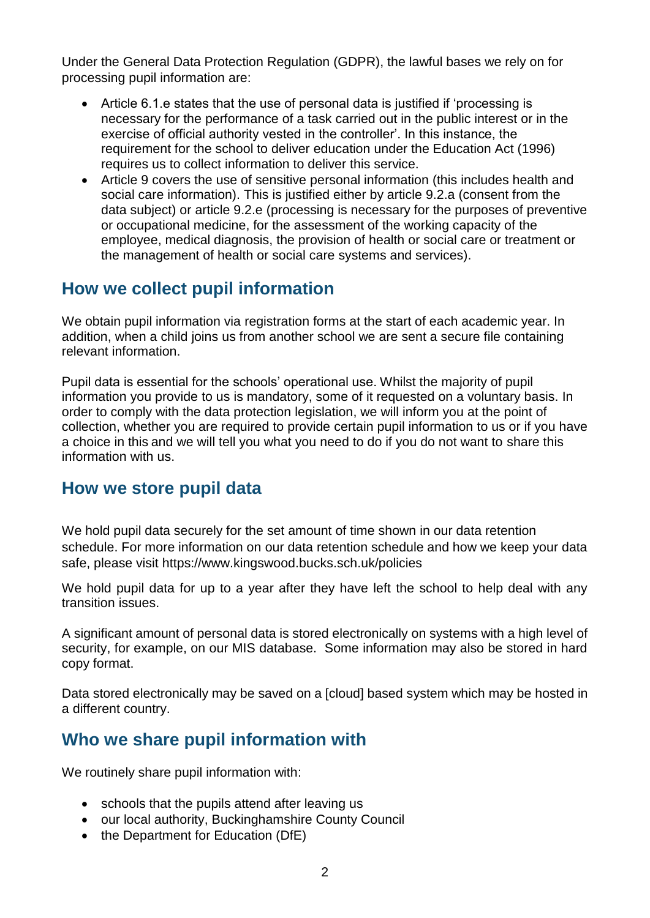Under the General Data Protection Regulation (GDPR), the lawful bases we rely on for processing pupil information are:

- Article 6.1.e states that the use of personal data is justified if 'processing is necessary for the performance of a task carried out in the public interest or in the exercise of official authority vested in the controller'. In this instance, the requirement for the school to deliver education under the Education Act (1996) requires us to collect information to deliver this service.
- Article 9 covers the use of sensitive personal information (this includes health and social care information). This is justified either by article 9.2.a (consent from the data subject) or article 9.2.e (processing is necessary for the purposes of preventive or occupational medicine, for the assessment of the working capacity of the employee, medical diagnosis, the provision of health or social care or treatment or the management of health or social care systems and services).

## How we collect pupil information

We obtain pupil information via registration forms at the start of each academic year. In addition, when a child joins us from another school we are sent a secure file containing relevant information.

Pupil data is essential for the schools' operational use. Whilst the majority of pupil information you provide to us is mandatory, some of it requested on a voluntary basis. In order to comply with the data protection legislation, we will inform you at the point of collection, whether you are required to provide certain pupil information to us or if you have a choice in this and we will tell you what you need to do if you do not want to share this information with us.

## How we store pupil data

We hold pupil data securely for the set amount of time shown in our data retention schedule. For more information on our data retention schedule and how we keep your data safe, please visit https://www.kingswood.bucks.sch.uk/policies

We hold pupil data for up to a year after they have left the school to help deal with any transition issues.

A significant amount of personal data is stored electronically on systems with a high level of security, for example, on our MIS database. Some information may also be stored in hard copy format.

Data stored electronically may be saved on a [cloud] based system which may be hosted in a different country.

## Who we share pupil information with

We routinely share pupil information with:

- schools that the pupils attend after leaving us
- our local authority, Buckinghamshire County Council
- the Department for Education (DfE)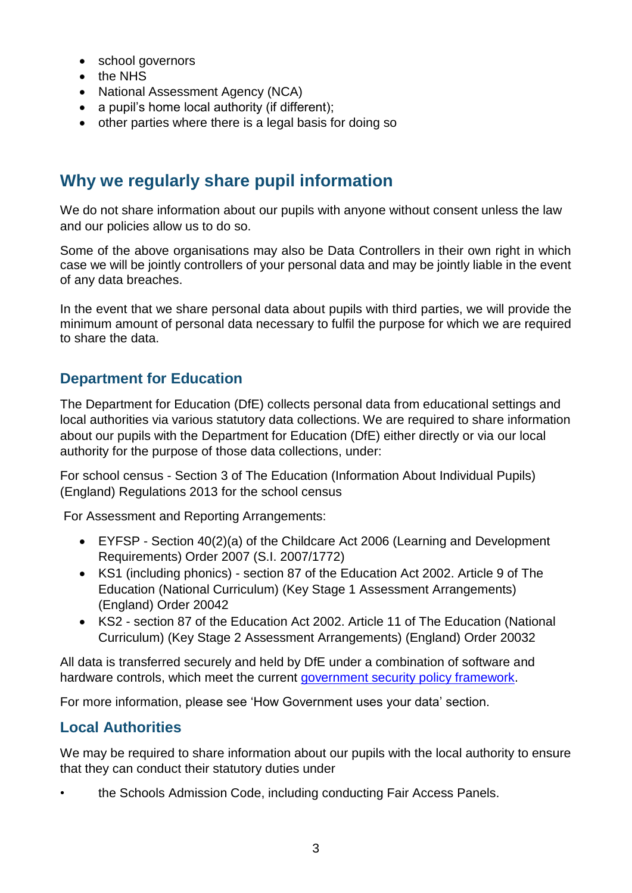- school governors
- the NHS
- National Assessment Agency (NCA)
- a pupil's home local authority (if different);
- other parties where there is a legal basis for doing so

## Why we regularly share pupil information

We do not share information about our pupils with anyone without consent unless the law and our policies allow us to do so.

Some of the above organisations may also be Data Controllers in their own right in which case we will be jointly controllers of your personal data and may be jointly liable in the event of any data breaches.

In the event that we share personal data about pupils with third parties, we will provide the minimum amount of personal data necessary to fulfil the purpose for which we are required to share the data.

### Department for Education

The Department for Education (DfE) collects personal data from educational settings and local authorities via various statutory data collections. We are required to share information about our pupils with the Department for Education (DfE) either directly or via our local authority for the purpose of those data collections, under:

For school census - Section 3 of The Education (Information About Individual Pupils) (England) Regulations 2013 for the school census

For Assessment and Reporting Arrangements:

- EYFSP - Section 40(2)(a) of the Childcare Act 2006 (Learning and Development Requirements) Order 2007 (S.I. 2007/1772)
- KS1 (including phonics) - section 87 of the Education Act 2002. Article 9 of The Education (National Curriculum) (Key Stage 1 Assessment Arrangements) (England) Order 20042
- KS2 - section 87 of the Education Act 2002. Article 11 of The Education (National Curriculum) (Key Stage 2 Assessment Arrangements) (England) Order 20032

All data is transferred securely and held by DfE under a combination of software and hardware controls, which meet the current [government security policy framework](government security policy framework).

For more information, please see 'How Government uses your data' section.

### Local Authorities

We may be required to share information about our pupils with the local authority to ensure that they can conduct their statutory duties under

- the Schools Admission Code, including conducting Fair Access Panels.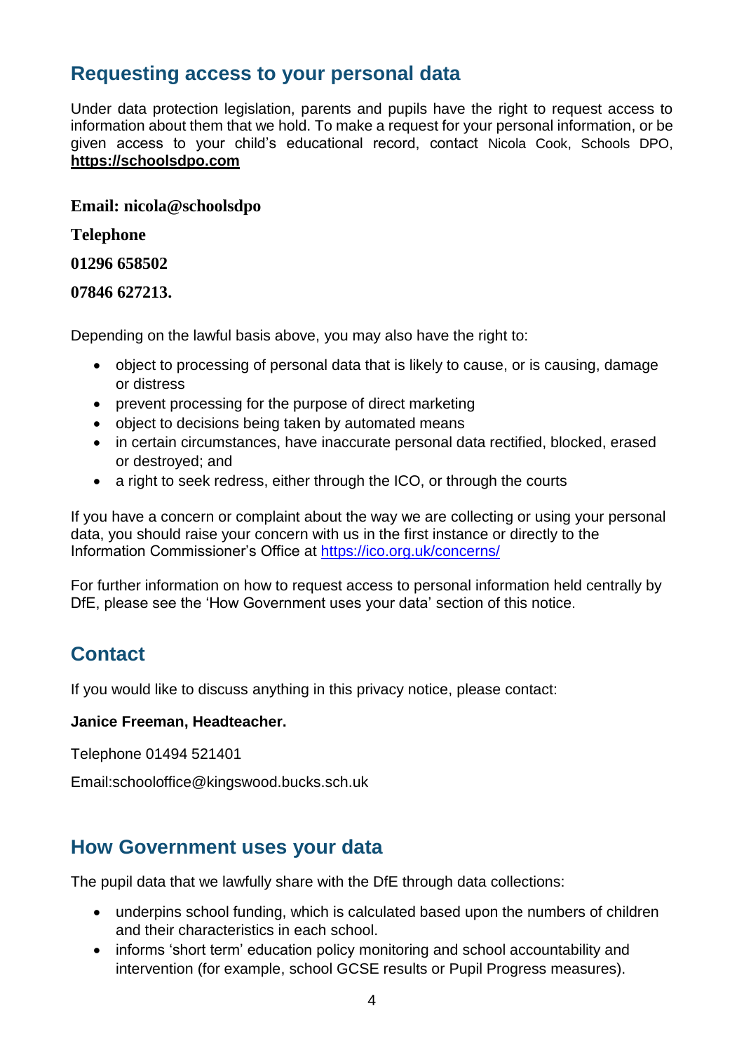## Requesting access to your personal data

Under data protection legislation, parents and pupils have the right to request access to information about them that we hold. To make a request for your personal information, or be given access to your child's educational record, contact Nicola Cook, Schools DPO, **https://schoolsdpo.com**

**Email: nicola@schoolsdpo**

**Telephone**

**01296 658502**

**07846 627213.**

Depending on the lawful basis above, you may also have the right to:

- object to processing of personal data that is likely to cause, or is causing, damage or distress
- prevent processing for the purpose of direct marketing
- object to decisions being taken by automated means
- in certain circumstances, have inaccurate personal data rectified, blocked, erased or destroyed; and
- a right to seek redress, either through the ICO, or through the courts

If you have a concern or complaint about the way we are collecting or using your personal data, you should raise your concern with us in the first instance or directly to the Information Commissioner's Office at https://ico.org.uk/concerns/

For further information on how to request access to personal information held centrally by DfE, please see the 'How Government uses your data' section of this notice.

## Contact

If you would like to discuss anything in this privacy notice, please contact:

**Janice Freeman, Headteacher.**

Telephone 01494 521401

Email:schooloffice@kingswood.bucks.sch.uk

## How Government uses your data

The pupil data that we lawfully share with the DfE through data collections:

- underpins school funding, which is calculated based upon the numbers of children and their characteristics in each school.
- informs 'short term' education policy monitoring and school accountability and intervention (for example, school GCSE results or Pupil Progress measures).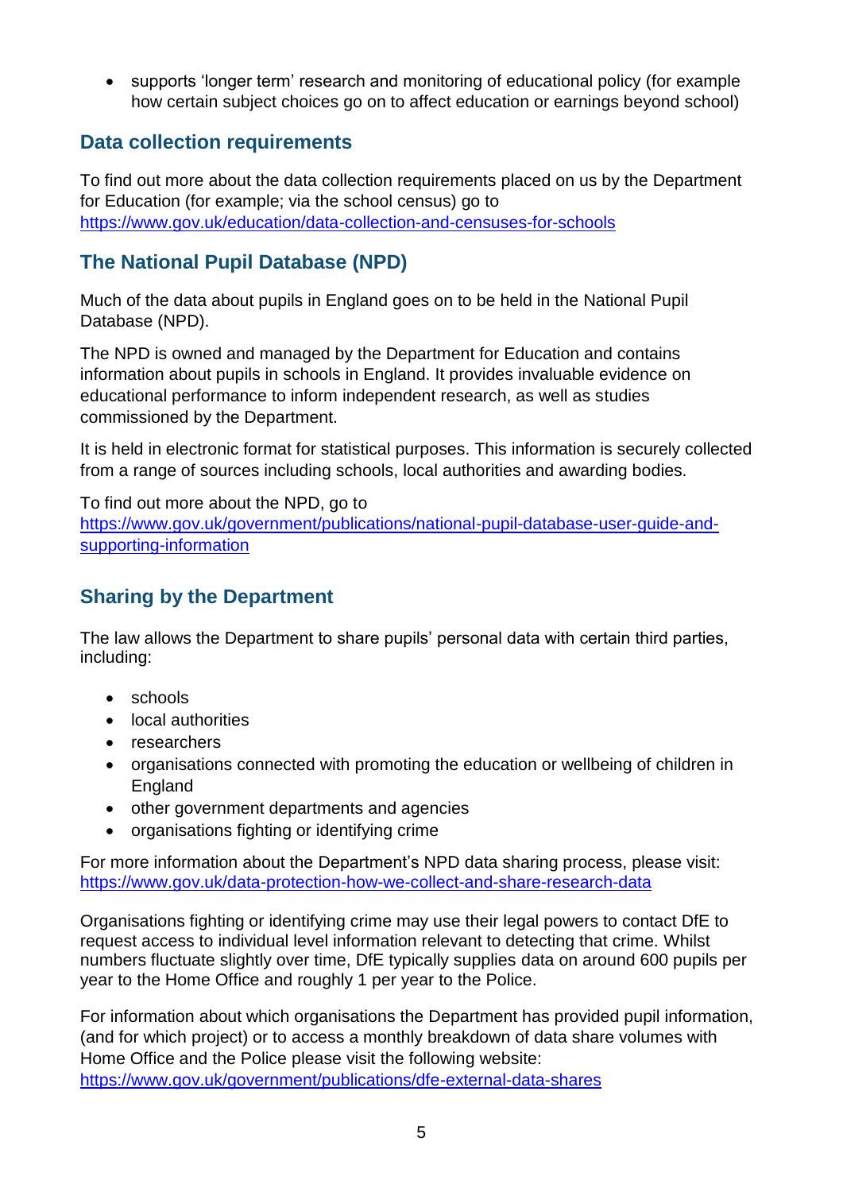- supports 'longer term' research and monitoring of educational policy (for example how certain subject choices go on to affect education or earnings beyond school)

## Data collection requirements

To find out more about the data collection requirements placed on us by the Department for Education (for example; via the school census) go to https://www.gov.uk/education/data-collection-and-censuses-for-schools

## The National Pupil Database (NPD)

Much of the data about pupils in England goes on to be held in the National Pupil Database (NPD).

The NPD is owned and managed by the Department for Education and contains information about pupils in schools in England. It provides invaluable evidence on educational performance to inform independent research, as well as studies commissioned by the Department.

It is held in electronic format for statistical purposes. This information is securely collected from a range of sources including schools, local authorities and awarding bodies.

To find out more about the NPD, go to https://www.gov.uk/government/publications/national-pupil-database-user-guide-and-supporting-information

## Sharing by the Department

The law allows the Department to share pupils' personal data with certain third parties, including:

- schools
- local authorities
- researchers
- organisations connected with promoting the education or wellbeing of children in England
- other government departments and agencies
- organisations fighting or identifying crime

For more information about the Department's NPD data sharing process, please visit: https://www.gov.uk/data-protection-how-we-collect-and-share-research-data

Organisations fighting or identifying crime may use their legal powers to contact DfE to request access to individual level information relevant to detecting that crime. Whilst numbers fluctuate slightly over time, DfE typically supplies data on around 600 pupils per year to the Home Office and roughly 1 per year to the Police.

For information about which organisations the Department has provided pupil information, (and for which project) or to access a monthly breakdown of data share volumes with Home Office and the Police please visit the following website: https://www.gov.uk/government/publications/dfe-external-data-shares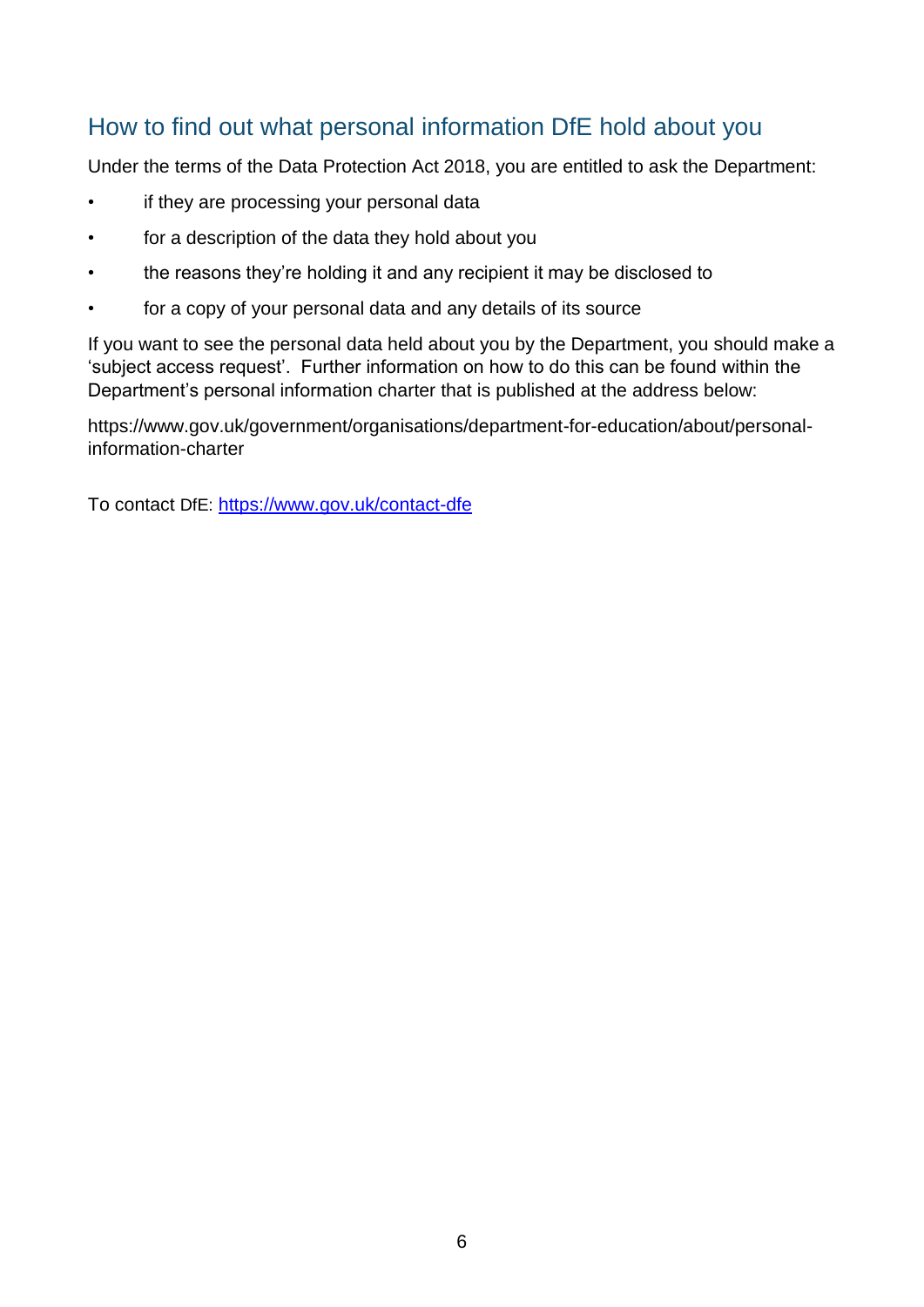## How to find out what personal information DfE hold about you

Under the terms of the Data Protection Act 2018, you are entitled to ask the Department:

- if they are processing your personal data
- for a description of the data they hold about you
- the reasons they're holding it and any recipient it may be disclosed to
- for a copy of your personal data and any details of its source

If you want to see the personal data held about you by the Department, you should make a 'subject access request'. Further information on how to do this can be found within the Department's personal information charter that is published at the address below:

https://www.gov.uk/government/organisations/department-for-education/about/personal-information-charter

To contact DfE: [https://www.gov.uk/contact-dfe](https://www.gov.uk/contact-dfe)